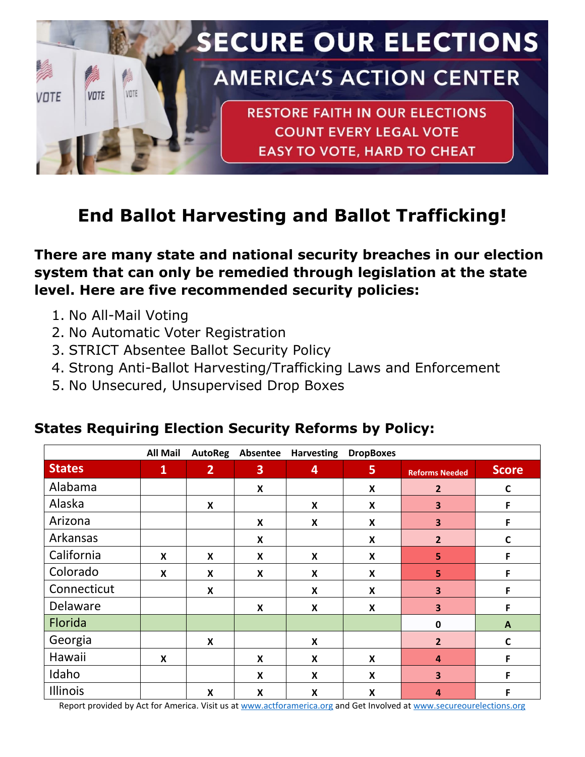# SECURE OUR ELECTIONS

## AMERICA'S ACTION CENTER

RESTORE FAITH IN OUR ELECTIONS
COUNT EVERY LEGAL VOTE
EASY TO VOTE, HARD TO CHEAT

## End Ballot Harvesting and Ballot Trafficking!

**There are many state and national security breaches in our election system that can only be remedied through legislation at the state level. Here are five recommended security policies:**

1. No All-Mail Voting
2. No Automatic Voter Registration
3. STRICT Absentee Ballot Security Policy
4. Strong Anti-Ballot Harvesting/Trafficking Laws and Enforcement
5. No Unsecured, Unsupervised Drop Boxes

### States Requiring Election Security Reforms by Policy:

| | All Mail | AutoReg | Absentee | Harvesting | DropBoxes | | |
|---|---|---|---|---|---|---|---|
| **States** | **1** | **2** | **3** | **4** | **5** | **Reforms Needed** | **Score** |
| Alabama | | | X | | X | 2 | C |
| Alaska | | X | | X | X | 3 | F |
| Arizona | | | X | X | X | 3 | F |
| Arkansas | | | X | | X | 2 | C |
| California | X | X | X | X | X | 5 | F |
| Colorado | X | X | X | X | X | 5 | F |
| Connecticut | | X | | X | X | 3 | F |
| Delaware | | | X | X | X | 3 | F |
| Florida | | | | | | 0 | A |
| Georgia | | X | | X | | 2 | C |
| Hawaii | X | | X | X | X | 4 | F |
| Idaho | | | X | X | X | 3 | F |
| Illinois | | X | X | X | X | 4 | F |

Report provided by Act for America. Visit us at www.actforamerica.org and Get Involved at www.secureourelections.org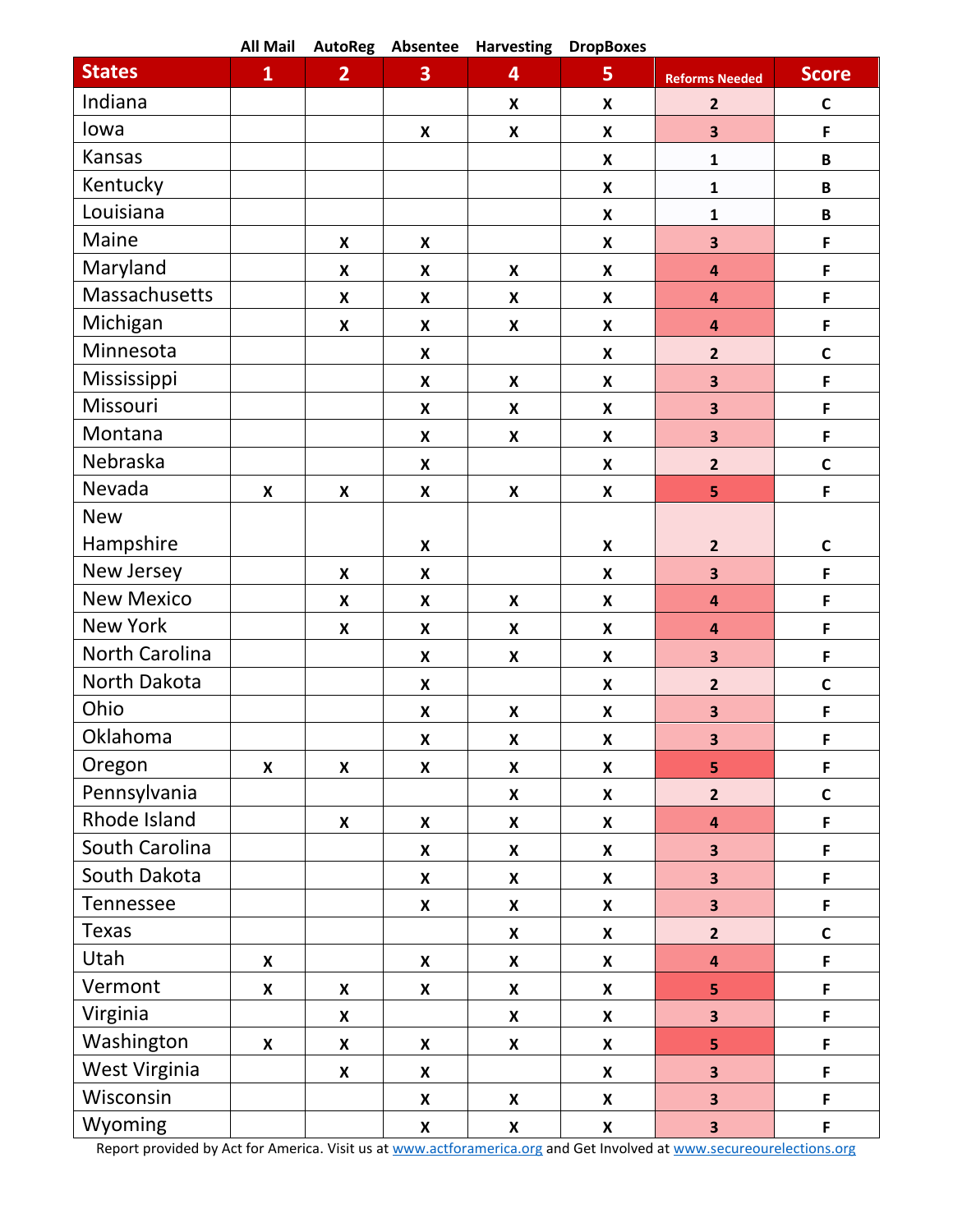| States | All Mail<br>1 | AutoReg<br>2 | Absentee<br>3 | Harvesting<br>4 | DropBoxes<br>5 | Reforms Needed | Score |
|---|---|---|---|---|---|---|---|
| Indiana | | | | x | x | 2 | C |
| Iowa | | | x | x | x | 3 | F |
| Kansas | | | | | x | 1 | B |
| Kentucky | | | | | x | 1 | B |
| Louisiana | | | | | x | 1 | B |
| Maine | | x | x | | x | 3 | F |
| Maryland | | x | x | x | x | 4 | F |
| Massachusetts | | x | x | x | x | 4 | F |
| Michigan | | x | x | x | x | 4 | F |
| Minnesota | | | x | | x | 2 | C |
| Mississippi | | | x | x | x | 3 | F |
| Missouri | | | x | x | x | 3 | F |
| Montana | | | x | x | x | 3 | F |
| Nebraska | | | x | | x | 2 | C |
| Nevada | x | x | x | x | x | 5 | F |
| New Hampshire | | | x | | x | 2 | C |
| New Jersey | | x | x | | x | 3 | F |
| New Mexico | | x | x | x | x | 4 | F |
| New York | | x | x | x | x | 4 | F |
| North Carolina | | | x | x | x | 3 | F |
| North Dakota | | | x | | x | 2 | C |
| Ohio | | | x | x | x | 3 | F |
| Oklahoma | | | x | x | x | 3 | F |
| Oregon | x | x | x | x | x | 5 | F |
| Pennsylvania | | | | x | x | 2 | C |
| Rhode Island | | x | x | x | x | 4 | F |
| South Carolina | | | x | x | x | 3 | F |
| South Dakota | | | x | x | x | 3 | F |
| Tennessee | | | x | x | x | 3 | F |
| Texas | | | | x | x | 2 | C |
| Utah | x | | x | x | x | 4 | F |
| Vermont | x | x | x | x | x | 5 | F |
| Virginia | | x | | x | x | 3 | F |
| Washington | x | x | x | x | x | 5 | F |
| West Virginia | | x | x | | x | 3 | F |
| Wisconsin | | | x | x | x | 3 | F |
| Wyoming | | | x | x | x | 3 | F |

Report provided by Act for America. Visit us at www.actforamerica.org and Get Involved at www.secureourelections.org